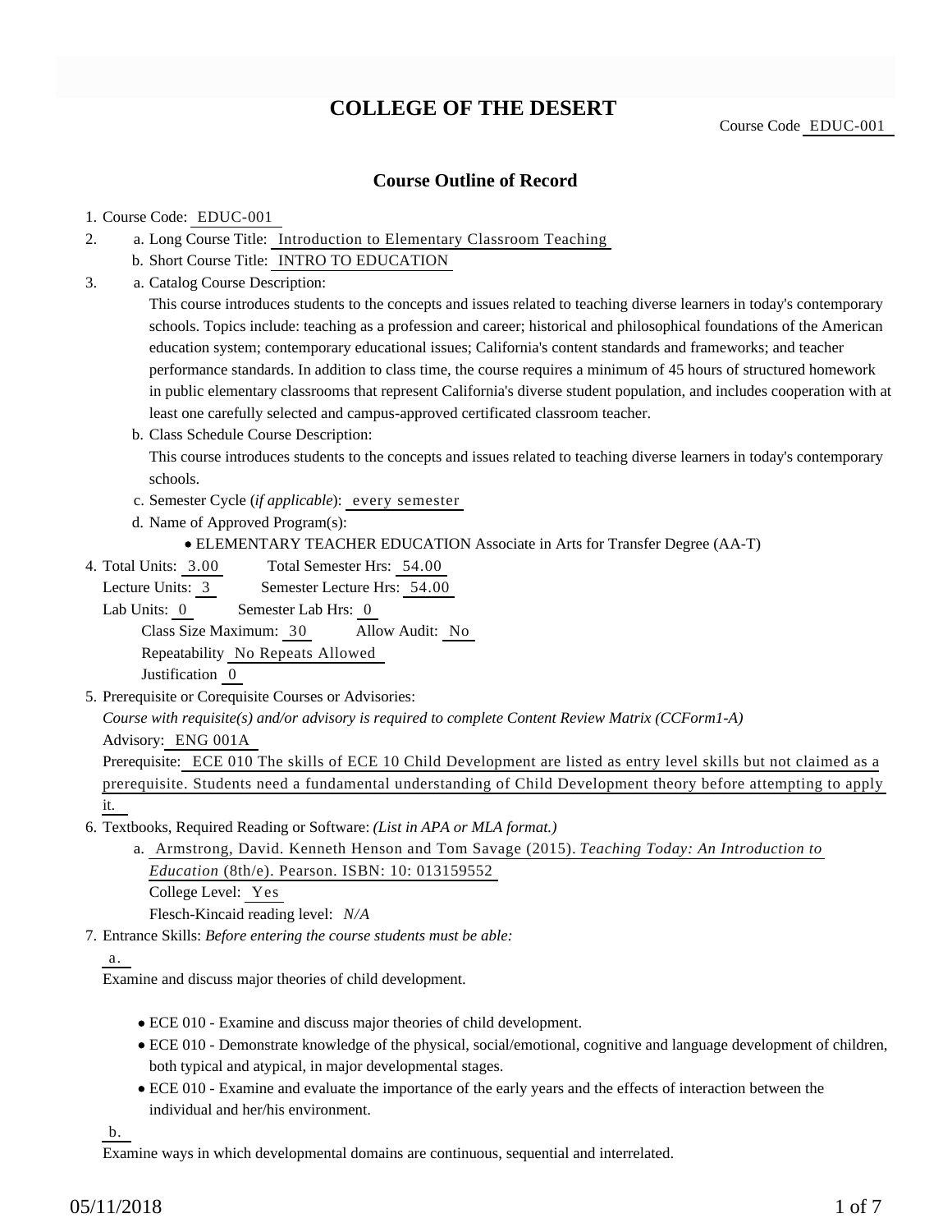# COLLEGE OF THE DESERT

Course Code EDUC-001

## Course Outline of Record

1. Course Code: EDUC-001
2. a. Long Course Title: Introduction to Elementary Classroom Teaching
   b. Short Course Title: INTRO TO EDUCATION
3. a. Catalog Course Description:
   This course introduces students to the concepts and issues related to teaching diverse learners in today's contemporary schools. Topics include: teaching as a profession and career; historical and philosophical foundations of the American education system; contemporary educational issues; California's content standards and frameworks; and teacher performance standards. In addition to class time, the course requires a minimum of 45 hours of structured homework in public elementary classrooms that represent California's diverse student population, and includes cooperation with at least one carefully selected and campus-approved certificated classroom teacher.
   b. Class Schedule Course Description:
   This course introduces students to the concepts and issues related to teaching diverse learners in today's contemporary schools.
   c. Semester Cycle (*if applicable*): every semester
   d. Name of Approved Program(s):
      - ELEMENTARY TEACHER EDUCATION Associate in Arts for Transfer Degree (AA-T)
4. Total Units: 3.00 Total Semester Hrs: 54.00
   Lecture Units: 3 Semester Lecture Hrs: 54.00
   Lab Units: 0 Semester Lab Hrs: 0
   Class Size Maximum: 30 Allow Audit: No
   Repeatability No Repeats Allowed
   Justification 0
5. Prerequisite or Corequisite Courses or Advisories:
   *Course with requisite(s) and/or advisory is required to complete Content Review Matrix (CCForm1-A)*
   Advisory: ENG 001A
   Prerequisite: ECE 010 The skills of ECE 10 Child Development are listed as entry level skills but not claimed as a prerequisite. Students need a fundamental understanding of Child Development theory before attempting to apply it.
6. Textbooks, Required Reading or Software: *(List in APA or MLA format.)*
   a. Armstrong, David. Kenneth Henson and Tom Savage (2015). *Teaching Today: An Introduction to Education* (8th/e). Pearson. ISBN: 10: 013159552
      College Level: Yes
      Flesch-Kincaid reading level: *N/A*
7. Entrance Skills: *Before entering the course students must be able:*

   a.
   Examine and discuss major theories of child development.

   - ECE 010 - Examine and discuss major theories of child development.
   - ECE 010 - Demonstrate knowledge of the physical, social/emotional, cognitive and language development of children, both typical and atypical, in major developmental stages.
   - ECE 010 - Examine and evaluate the importance of the early years and the effects of interaction between the individual and her/his environment.

   b.
   Examine ways in which developmental domains are continuous, sequential and interrelated.

05/11/2018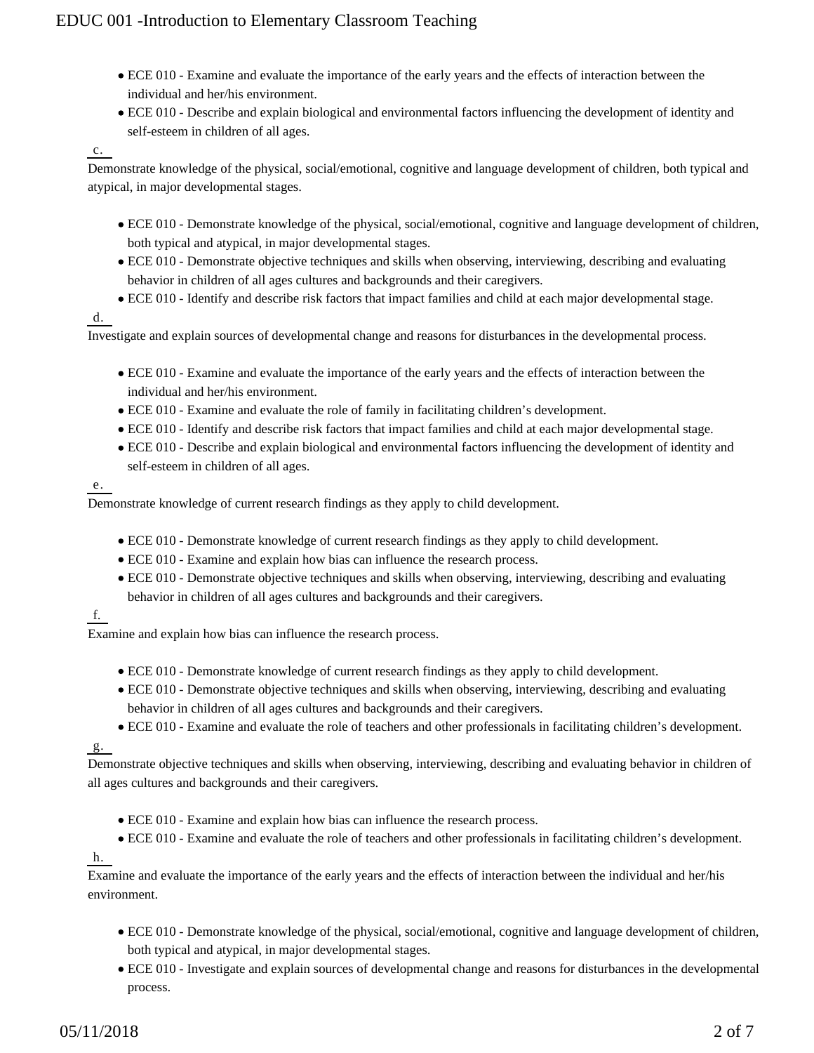- ECE 010 - Examine and evaluate the importance of the early years and the effects of interaction between the individual and her/his environment.
- ECE 010 - Describe and explain biological and environmental factors influencing the development of identity and self-esteem in children of all ages.

c.

Demonstrate knowledge of the physical, social/emotional, cognitive and language development of children, both typical and atypical, in major developmental stages.

- ECE 010 - Demonstrate knowledge of the physical, social/emotional, cognitive and language development of children, both typical and atypical, in major developmental stages.
- ECE 010 - Demonstrate objective techniques and skills when observing, interviewing, describing and evaluating behavior in children of all ages cultures and backgrounds and their caregivers.
- ECE 010 - Identify and describe risk factors that impact families and child at each major developmental stage.

d.

Investigate and explain sources of developmental change and reasons for disturbances in the developmental process.

- ECE 010 - Examine and evaluate the importance of the early years and the effects of interaction between the individual and her/his environment.
- ECE 010 - Examine and evaluate the role of family in facilitating children's development.
- ECE 010 - Identify and describe risk factors that impact families and child at each major developmental stage.
- ECE 010 - Describe and explain biological and environmental factors influencing the development of identity and self-esteem in children of all ages.

e.

Demonstrate knowledge of current research findings as they apply to child development.

- ECE 010 - Demonstrate knowledge of current research findings as they apply to child development.
- ECE 010 - Examine and explain how bias can influence the research process.
- ECE 010 - Demonstrate objective techniques and skills when observing, interviewing, describing and evaluating behavior in children of all ages cultures and backgrounds and their caregivers.

f.

Examine and explain how bias can influence the research process.

- ECE 010 - Demonstrate knowledge of current research findings as they apply to child development.
- ECE 010 - Demonstrate objective techniques and skills when observing, interviewing, describing and evaluating behavior in children of all ages cultures and backgrounds and their caregivers.
- ECE 010 - Examine and evaluate the role of teachers and other professionals in facilitating children's development.

g.

Demonstrate objective techniques and skills when observing, interviewing, describing and evaluating behavior in children of all ages cultures and backgrounds and their caregivers.

- ECE 010 - Examine and explain how bias can influence the research process.
- ECE 010 - Examine and evaluate the role of teachers and other professionals in facilitating children's development.

h.

Examine and evaluate the importance of the early years and the effects of interaction between the individual and her/his environment.

- ECE 010 - Demonstrate knowledge of the physical, social/emotional, cognitive and language development of children, both typical and atypical, in major developmental stages.
- ECE 010 - Investigate and explain sources of developmental change and reasons for disturbances in the developmental process.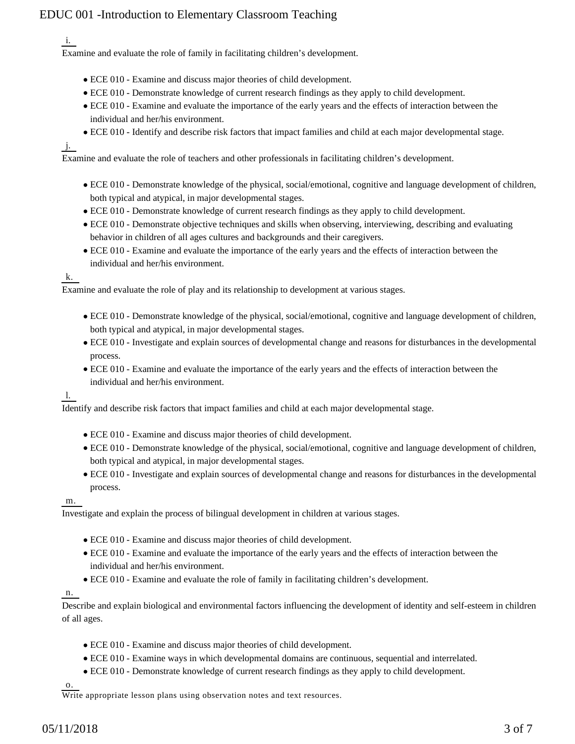i.

Examine and evaluate the role of family in facilitating children's development.

- ECE 010 - Examine and discuss major theories of child development.
- ECE 010 - Demonstrate knowledge of current research findings as they apply to child development.
- ECE 010 - Examine and evaluate the importance of the early years and the effects of interaction between the individual and her/his environment.
- ECE 010 - Identify and describe risk factors that impact families and child at each major developmental stage.

j.

Examine and evaluate the role of teachers and other professionals in facilitating children's development.

- ECE 010 - Demonstrate knowledge of the physical, social/emotional, cognitive and language development of children, both typical and atypical, in major developmental stages.
- ECE 010 - Demonstrate knowledge of current research findings as they apply to child development.
- ECE 010 - Demonstrate objective techniques and skills when observing, interviewing, describing and evaluating behavior in children of all ages cultures and backgrounds and their caregivers.
- ECE 010 - Examine and evaluate the importance of the early years and the effects of interaction between the individual and her/his environment.

k.

Examine and evaluate the role of play and its relationship to development at various stages.

- ECE 010 - Demonstrate knowledge of the physical, social/emotional, cognitive and language development of children, both typical and atypical, in major developmental stages.
- ECE 010 - Investigate and explain sources of developmental change and reasons for disturbances in the developmental process.
- ECE 010 - Examine and evaluate the importance of the early years and the effects of interaction between the individual and her/his environment.

l.

Identify and describe risk factors that impact families and child at each major developmental stage.

- ECE 010 - Examine and discuss major theories of child development.
- ECE 010 - Demonstrate knowledge of the physical, social/emotional, cognitive and language development of children, both typical and atypical, in major developmental stages.
- ECE 010 - Investigate and explain sources of developmental change and reasons for disturbances in the developmental process.

m.

Investigate and explain the process of bilingual development in children at various stages.

- ECE 010 - Examine and discuss major theories of child development.
- ECE 010 - Examine and evaluate the importance of the early years and the effects of interaction between the individual and her/his environment.
- ECE 010 - Examine and evaluate the role of family in facilitating children's development.

n.

Describe and explain biological and environmental factors influencing the development of identity and self-esteem in children of all ages.

- ECE 010 - Examine and discuss major theories of child development.
- ECE 010 - Examine ways in which developmental domains are continuous, sequential and interrelated.
- ECE 010 - Demonstrate knowledge of current research findings as they apply to child development.

o.

Write appropriate lesson plans using observation notes and text resources.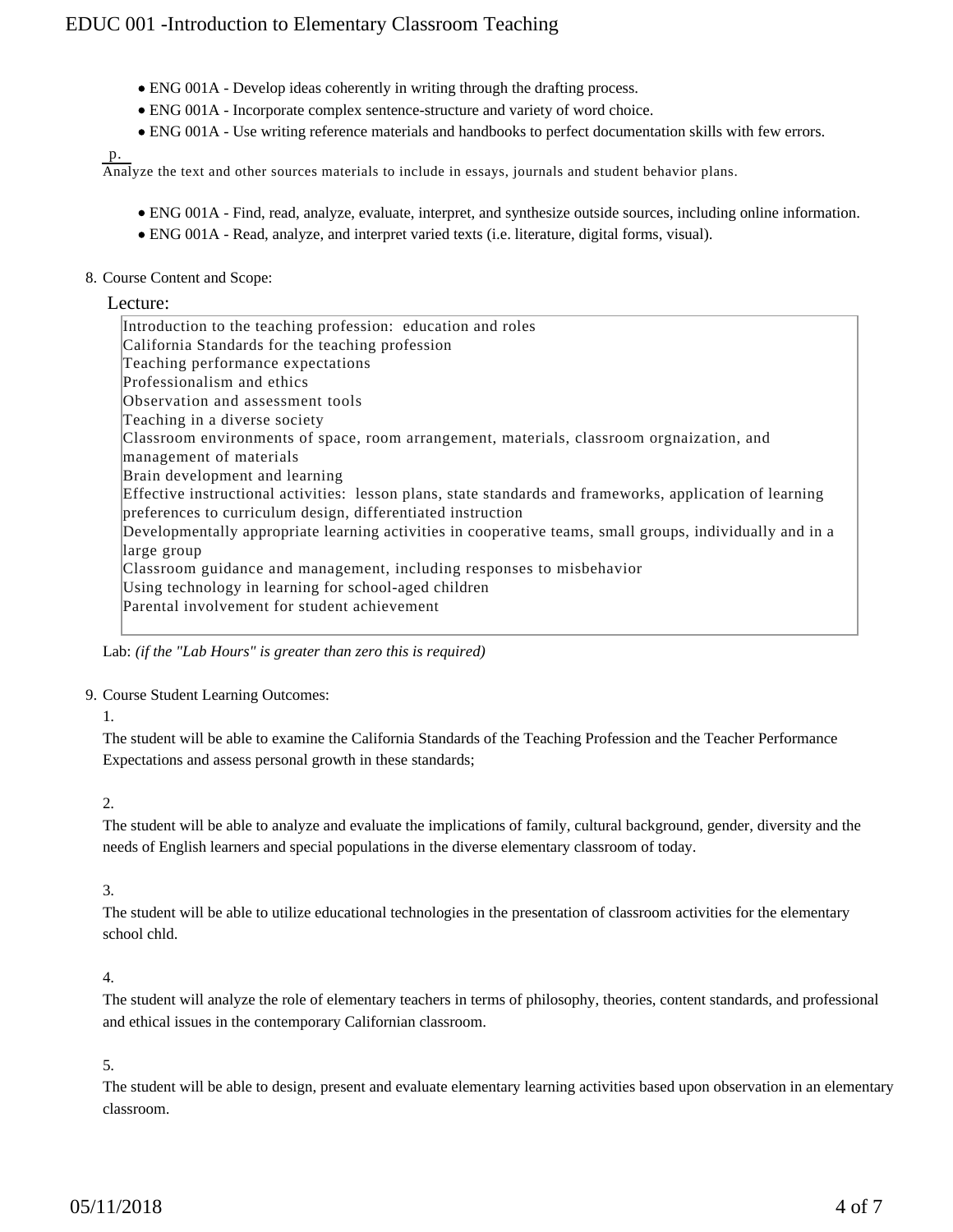- ENG 001A - Develop ideas coherently in writing through the drafting process.
- ENG 001A - Incorporate complex sentence-structure and variety of word choice.
- ENG 001A - Use writing reference materials and handbooks to perfect documentation skills with few errors.

p. Analyze the text and other sources materials to include in essays, journals and student behavior plans.

- ENG 001A - Find, read, analyze, evaluate, interpret, and synthesize outside sources, including online information.
- ENG 001A - Read, analyze, and interpret varied texts (i.e. literature, digital forms, visual).

8. Course Content and Scope:

Lecture:

Introduction to the teaching profession: education and roles
California Standards for the teaching profession
Teaching performance expectations
Professionalism and ethics
Observation and assessment tools
Teaching in a diverse society
Classroom environments of space, room arrangement, materials, classroom orgnaization, and management of materials
Brain development and learning
Effective instructional activities: lesson plans, state standards and frameworks, application of learning preferences to curriculum design, differentiated instruction
Developmentally appropriate learning activities in cooperative teams, small groups, individually and in a large group
Classroom guidance and management, including responses to misbehavior
Using technology in learning for school-aged children
Parental involvement for student achievement

Lab: *(if the "Lab Hours" is greater than zero this is required)*

9. Course Student Learning Outcomes:

1.
The student will be able to examine the California Standards of the Teaching Profession and the Teacher Performance Expectations and assess personal growth in these standards;

2.
The student will be able to analyze and evaluate the implications of family, cultural background, gender, diversity and the needs of English learners and special populations in the diverse elementary classroom of today.

3.
The student will be able to utilize educational technologies in the presentation of classroom activities for the elementary school chld.

4.
The student will analyze the role of elementary teachers in terms of philosophy, theories, content standards, and professional and ethical issues in the contemporary Californian classroom.

5.
The student will be able to design, present and evaluate elementary learning activities based upon observation in an elementary classroom.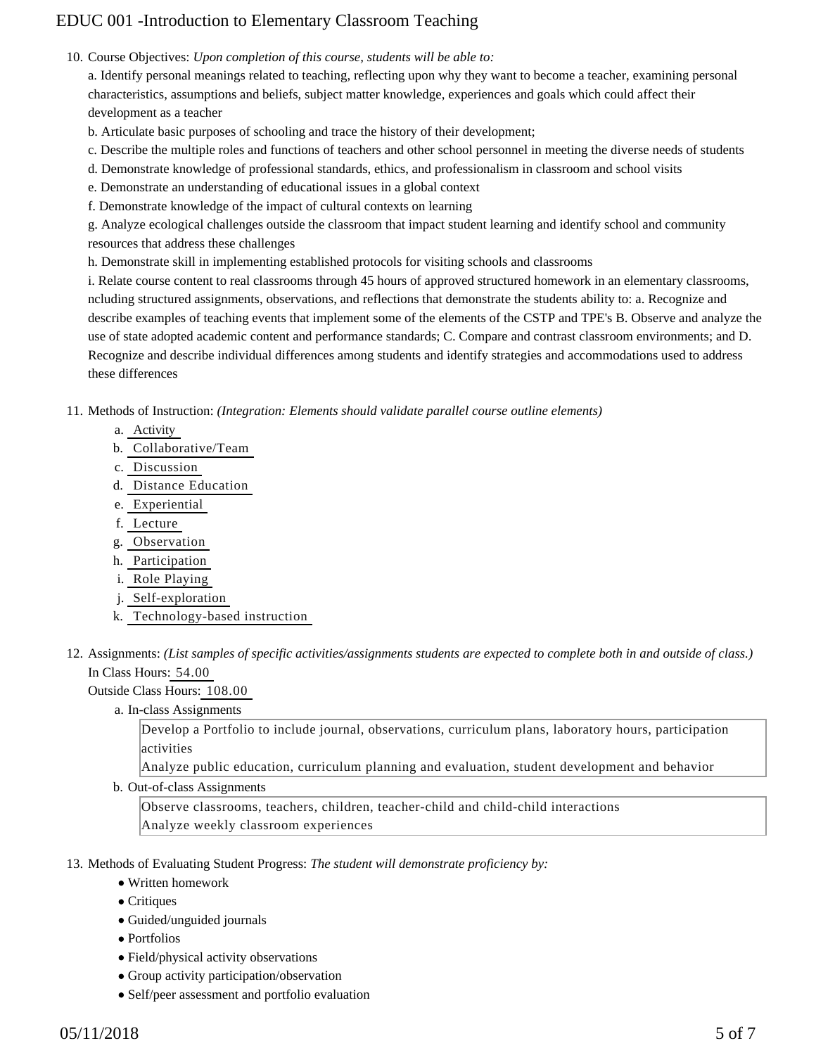10. Course Objectives: *Upon completion of this course, students will be able to:*

    a. Identify personal meanings related to teaching, reflecting upon why they want to become a teacher, examining personal characteristics, assumptions and beliefs, subject matter knowledge, experiences and goals which could affect their development as a teacher

    b. Articulate basic purposes of schooling and trace the history of their development;

    c. Describe the multiple roles and functions of teachers and other school personnel in meeting the diverse needs of students

    d. Demonstrate knowledge of professional standards, ethics, and professionalism in classroom and school visits

    e. Demonstrate an understanding of educational issues in a global context

    f. Demonstrate knowledge of the impact of cultural contexts on learning

    g. Analyze ecological challenges outside the classroom that impact student learning and identify school and community resources that address these challenges

    h. Demonstrate skill in implementing established protocols for visiting schools and classrooms

    i. Relate course content to real classrooms through 45 hours of approved structured homework in an elementary classrooms, ncluding structured assignments, observations, and reflections that demonstrate the students ability to: a. Recognize and describe examples of teaching events that implement some of the elements of the CSTP and TPE's B. Observe and analyze the use of state adopted academic content and performance standards; C. Compare and contrast classroom environments; and D. Recognize and describe individual differences among students and identify strategies and accommodations used to address these differences

11. Methods of Instruction: *(Integration: Elements should validate parallel course outline elements)*

    a. Activity
    b. Collaborative/Team
    c. Discussion
    d. Distance Education
    e. Experiential
    f. Lecture
    g. Observation
    h. Participation
    i. Role Playing
    j. Self-exploration
    k. Technology-based instruction

12. Assignments: *(List samples of specific activities/assignments students are expected to complete both in and outside of class.)*

    In Class Hours: 54.00

    Outside Class Hours: 108.00

    a. In-class Assignments

       Develop a Portfolio to include journal, observations, curriculum plans, laboratory hours, participation activities
       Analyze public education, curriculum planning and evaluation, student development and behavior

    b. Out-of-class Assignments

       Observe classrooms, teachers, children, teacher-child and child-child interactions
       Analyze weekly classroom experiences

13. Methods of Evaluating Student Progress: *The student will demonstrate proficiency by:*

    - Written homework
    - Critiques
    - Guided/unguided journals
    - Portfolios
    - Field/physical activity observations
    - Group activity participation/observation
    - Self/peer assessment and portfolio evaluation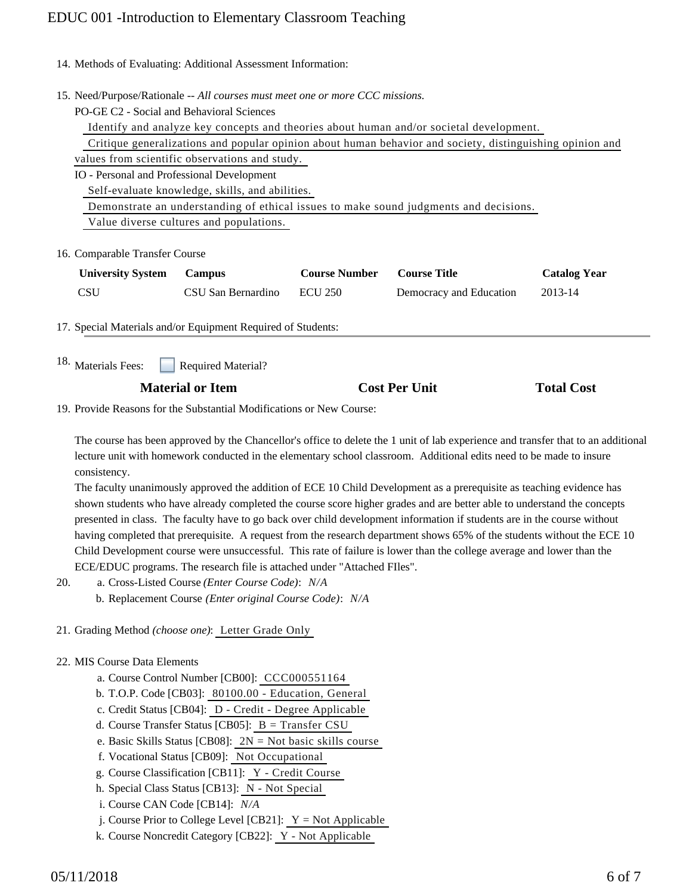14. Methods of Evaluating: Additional Assessment Information:

15. Need/Purpose/Rationale -- *All courses must meet one or more CCC missions.*

    PO-GE C2 - Social and Behavioral Sciences

    Identify and analyze key concepts and theories about human and/or societal development.

    Critique generalizations and popular opinion about human behavior and society, distinguishing opinion and values from scientific observations and study.

    IO - Personal and Professional Development

    Self-evaluate knowledge, skills, and abilities.

    Demonstrate an understanding of ethical issues to make sound judgments and decisions.

    Value diverse cultures and populations.

16. Comparable Transfer Course

| University System | Campus | Course Number | Course Title | Catalog Year |
|---|---|---|---|---|
| CSU | CSU San Bernardino | ECU 250 | Democracy and Education | 2013-14 |

17. Special Materials and/or Equipment Required of Students:

18. Materials Fees: ☐ Required Material?

| Material or Item | Cost Per Unit | Total Cost |
|---|---|---|

19. Provide Reasons for the Substantial Modifications or New Course:

    The course has been approved by the Chancellor's office to delete the 1 unit of lab experience and transfer that to an additional lecture unit with homework conducted in the elementary school classroom. Additional edits need to be made to insure consistency.

    The faculty unanimously approved the addition of ECE 10 Child Development as a prerequisite as teaching evidence has shown students who have already completed the course score higher grades and are better able to understand the concepts presented in class. The faculty have to go back over child development information if students are in the course without having completed that prerequisite. A request from the research department shows 65% of the students without the ECE 10 Child Development course were unsuccessful. This rate of failure is lower than the college average and lower than the ECE/EDUC programs. The research file is attached under "Attached FIles".

20. a. Cross-Listed Course *(Enter Course Code)*: *N/A*

    b. Replacement Course *(Enter original Course Code)*: *N/A*

21. Grading Method *(choose one)*: Letter Grade Only

22. MIS Course Data Elements

    a. Course Control Number [CB00]: CCC000551164

    b. T.O.P. Code [CB03]: 80100.00 - Education, General

    c. Credit Status [CB04]: D - Credit - Degree Applicable

    d. Course Transfer Status [CB05]: B = Transfer CSU

    e. Basic Skills Status [CB08]: 2N = Not basic skills course

    f. Vocational Status [CB09]: Not Occupational

    g. Course Classification [CB11]: Y - Credit Course

    h. Special Class Status [CB13]: N - Not Special

    i. Course CAN Code [CB14]: *N/A*

    j. Course Prior to College Level [CB21]: Y = Not Applicable

    k. Course Noncredit Category [CB22]: Y - Not Applicable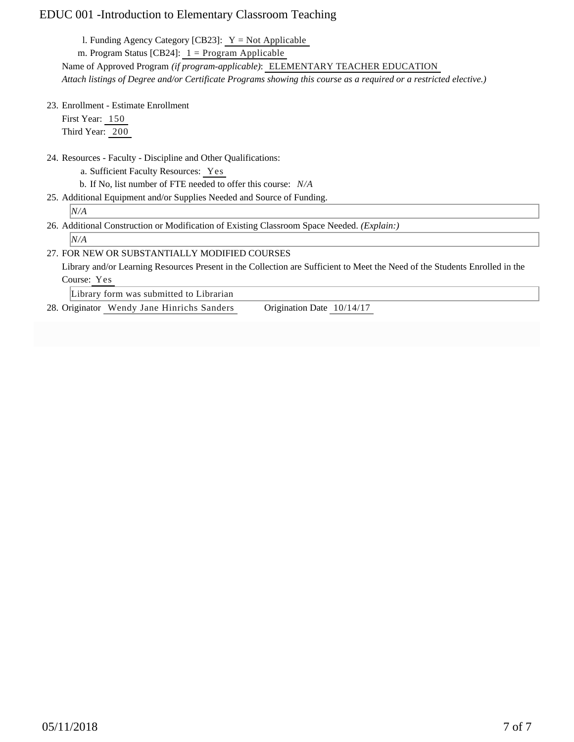l. Funding Agency Category [CB23]: Y = Not Applicable

m. Program Status [CB24]: 1 = Program Applicable

Name of Approved Program *(if program-applicable)*: ELEMENTARY TEACHER EDUCATION

*Attach listings of Degree and/or Certificate Programs showing this course as a required or a restricted elective.)*

23. Enrollment - Estimate Enrollment

    First Year: 150

    Third Year: 200

24. Resources - Faculty - Discipline and Other Qualifications:

    a. Sufficient Faculty Resources: Yes

    b. If No, list number of FTE needed to offer this course: *N/A*

25. Additional Equipment and/or Supplies Needed and Source of Funding.

    *N/A*

26. Additional Construction or Modification of Existing Classroom Space Needed. *(Explain:)*

    *N/A*

27. FOR NEW OR SUBSTANTIALLY MODIFIED COURSES

    Library and/or Learning Resources Present in the Collection are Sufficient to Meet the Need of the Students Enrolled in the Course: Yes

    Library form was submitted to Librarian

28. Originator Wendy Jane Hinrichs Sanders Origination Date 10/14/17